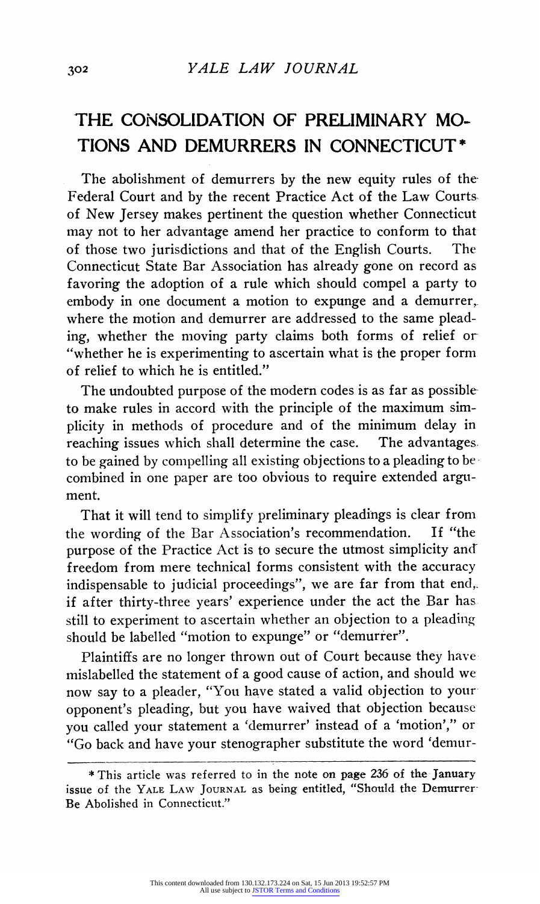# THE CONSOLIDATION OF PRELIMINARY MOTIONS AND DEMURRERS IN CONNECTICUT*

The abolishment of demurrers by the new equity rules of the Federal Court and by the recent Practice Act of the Law Courts of New Jersey makes pertinent the question whether Connecticut may not to her advantage amend her practice to conform to that of those two jurisdictions and that of the English Courts. The Connecticut State Bar Association has already gone on record as favoring the adoption of a rule which should compel a party to embody in one document a motion to expunge and a demurrer, where the motion and demurrer are addressed to the same pleading, whether the moving party claims both forms of relief or "whether he is experimenting to ascertain what is the proper form of relief to which he is entitled."

The undoubted purpose of the modern codes is as far as possible to make rules in accord with the principle of the maximum simplicity in methods of procedure and of the minimum delay in reaching issues which shall determine the case. The advantages to be gained by compelling all existing objections to a pleading to be combined in one paper are too obvious to require extended argument.

That it will tend to simplify preliminary pleadings is clear from the wording of the Bar Association's recommendation. If "the purpose of the Practice Act is to secure the utmost simplicity and freedom from mere technical forms consistent with the accuracy indispensable to judicial proceedings", we are far from that end, if after thirty-three years' experience under the act the Bar has still to experiment to ascertain whether an objection to a pleading should be labelled "motion to expunge" or "demurrer".

Plaintiffs are no longer thrown out of Court because they have mislabelled the statement of a good cause of action, and should we now say to a pleader, "You have stated a valid objection to your opponent's pleading, but you have waived that objection because you called your statement a 'demurrer' instead of a 'motion'," or "Go back and have your stenographer substitute the word 'demur-

---

* This article was referred to in the note on page 236 of the January issue of the YALE LAW JOURNAL as being entitled, "Should the Demurrer Be Abolished in Connecticut."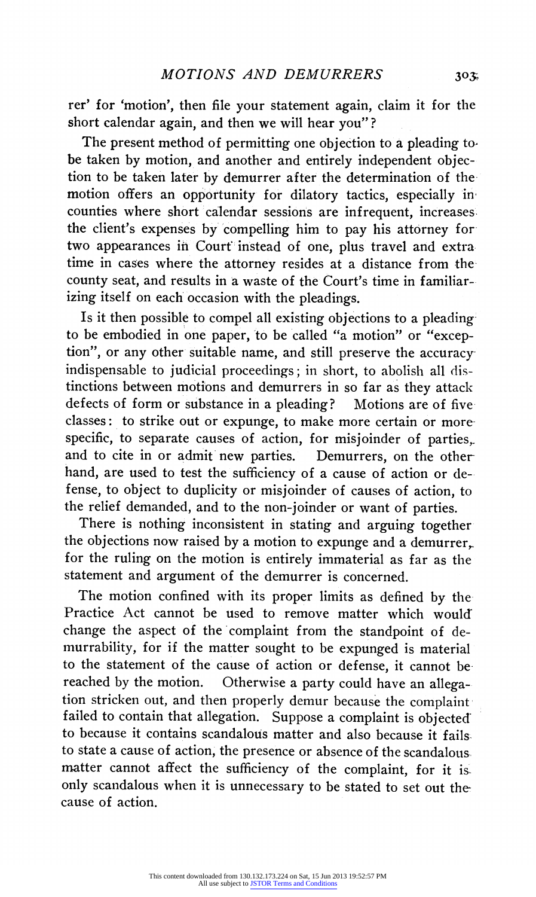rer' for 'motion', then file your statement again, claim it for the short calendar again, and then we will hear you"?

The present method of permitting one objection to a pleading to be taken by motion, and another and entirely independent objection to be taken later by demurrer after the determination of the motion offers an opportunity for dilatory tactics, especially in counties where short calendar sessions are infrequent, increases the client's expenses by compelling him to pay his attorney for two appearances in Court instead of one, plus travel and extra time in cases where the attorney resides at a distance from the county seat, and results in a waste of the Court's time in familiarizing itself on each occasion with the pleadings.

Is it then possible to compel all existing objections to a pleading to be embodied in one paper, to be called "a motion" or "exception", or any other suitable name, and still preserve the accuracy indispensable to judicial proceedings; in short, to abolish all distinctions between motions and demurrers in so far as they attack defects of form or substance in a pleading? Motions are of five classes: to strike out or expunge, to make more certain or more specific, to separate causes of action, for misjoinder of parties, and to cite in or admit new parties. Demurrers, on the other hand, are used to test the sufficiency of a cause of action or defense, to object to duplicity or misjoinder of causes of action, to the relief demanded, and to the non-joinder or want of parties.

There is nothing inconsistent in stating and arguing together the objections now raised by a motion to expunge and a demurrer, for the ruling on the motion is entirely immaterial as far as the statement and argument of the demurrer is concerned.

The motion confined with its proper limits as defined by the Practice Act cannot be used to remove matter which would change the aspect of the complaint from the standpoint of demurrability, for if the matter sought to be expunged is material to the statement of the cause of action or defense, it cannot be reached by the motion. Otherwise a party could have an allegation stricken out, and then properly demur because the complaint failed to contain that allegation. Suppose a complaint is objected to because it contains scandalous matter and also because it fails to state a cause of action, the presence or absence of the scandalous matter cannot affect the sufficiency of the complaint, for it is only scandalous when it is unnecessary to be stated to set out the cause of action.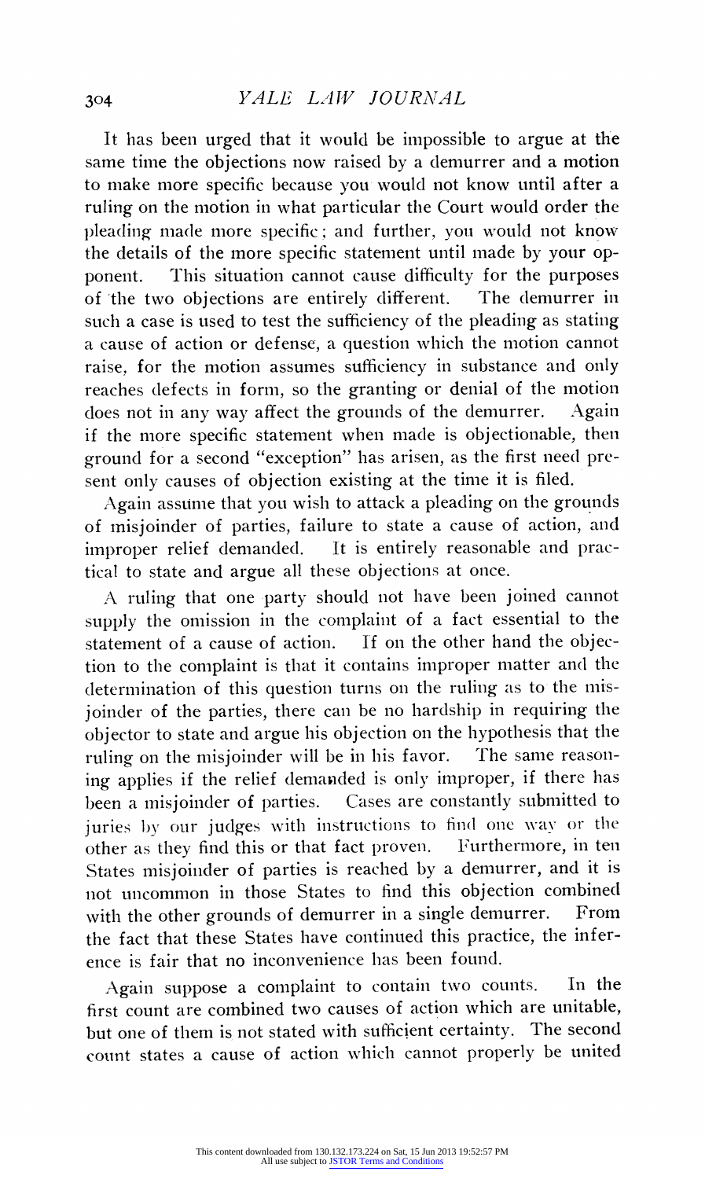It has been urged that it would be impossible to argue at the same time the objections now raised by a demurrer and a motion to make more specific because you would not know until after a ruling on the motion in what particular the Court would order the pleading made more specific; and further, you would not know the details of the more specific statement until made by your opponent. This situation cannot cause difficulty for the purposes of the two objections are entirely different. The demurrer in such a case is used to test the sufficiency of the pleading as stating a cause of action or defense, a question which the motion cannot raise, for the motion assumes sufficiency in substance and only reaches defects in form, so the granting or denial of the motion does not in any way affect the grounds of the demurrer. Again if the more specific statement when made is objectionable, then ground for a second "exception" has arisen, as the first need present only causes of objection existing at the time it is filed.

Again assume that you wish to attack a pleading on the grounds of misjoinder of parties, failure to state a cause of action, and improper relief demanded. It is entirely reasonable and practical to state and argue all these objections at once.

A ruling that one party should not have been joined cannot supply the omission in the complaint of a fact essential to the statement of a cause of action. If on the other hand the objection to the complaint is that it contains improper matter and the determination of this question turns on the ruling as to the misjoinder of the parties, there can be no hardship in requiring the objector to state and argue his objection on the hypothesis that the ruling on the misjoinder will be in his favor. The same reasoning applies if the relief demanded is only improper, if there has been a misjoinder of parties. Cases are constantly submitted to juries by our judges with instructions to find one way or the other as they find this or that fact proven. Furthermore, in ten States misjoinder of parties is reached by a demurrer, and it is not uncommon in those States to find this objection combined with the other grounds of demurrer in a single demurrer. From the fact that these States have continued this practice, the inference is fair that no inconvenience has been found.

Again suppose a complaint to contain two counts. In the first count are combined two causes of action which are unitable, but one of them is not stated with sufficient certainty. The second count states a cause of action which cannot properly be united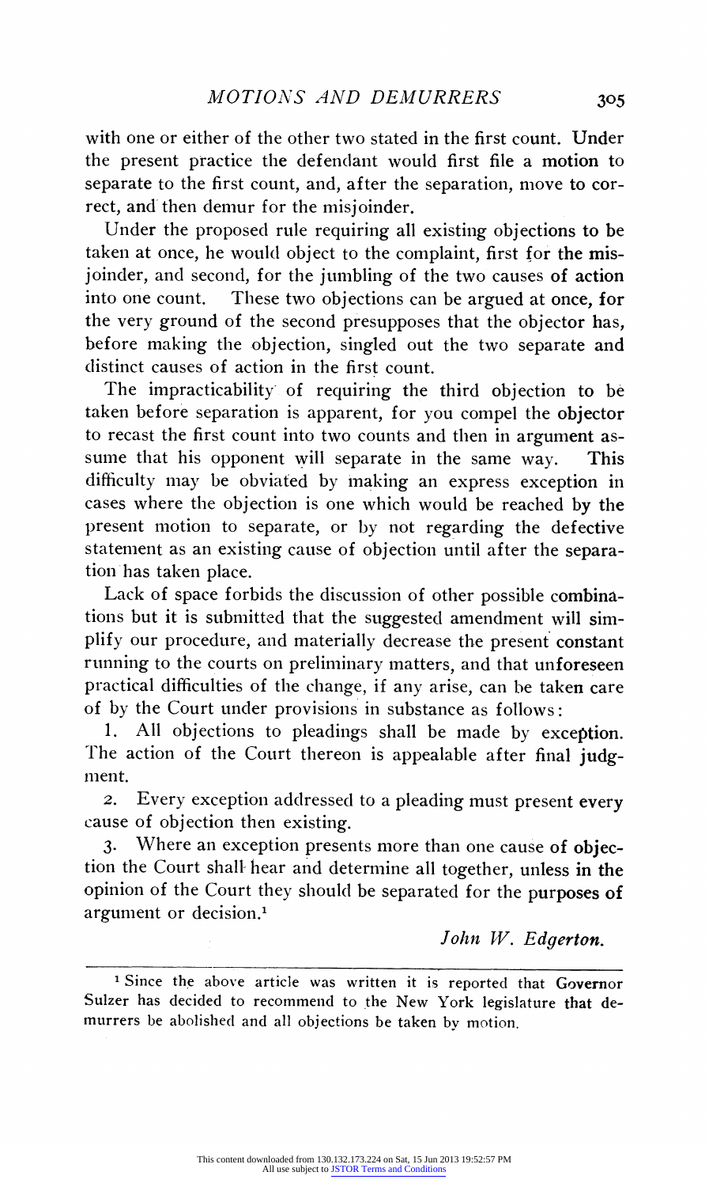with one or either of the other two stated in the first count. Under the present practice the defendant would first file a motion to separate to the first count, and, after the separation, move to correct, and then demur for the misjoinder.

Under the proposed rule requiring all existing objections to be taken at once, he would object to the complaint, first for the misjoinder, and second, for the jumbling of the two causes of action into one count. These two objections can be argued at once, for the very ground of the second presupposes that the objector has, before making the objection, singled out the two separate and distinct causes of action in the first count.

The impracticability of requiring the third objection to be taken before separation is apparent, for you compel the objector to recast the first count into two counts and then in argument assume that his opponent will separate in the same way. This difficulty may be obviated by making an express exception in cases where the objection is one which would be reached by the present motion to separate, or by not regarding the defective statement as an existing cause of objection until after the separation has taken place.

Lack of space forbids the discussion of other possible combinations but it is submitted that the suggested amendment will simplify our procedure, and materially decrease the present constant running to the courts on preliminary matters, and that unforeseen practical difficulties of the change, if any arise, can be taken care of by the Court under provisions in substance as follows:

1. All objections to pleadings shall be made by exception. The action of the Court thereon is appealable after final judgment.

2. Every exception addressed to a pleading must present every cause of objection then existing.

3. Where an exception presents more than one cause of objection the Court shall hear and determine all together, unless in the opinion of the Court they should be separated for the purposes of argument or decision.[1]

*John W. Edgerton.*

[1] Since the above article was written it is reported that Governor Sulzer has decided to recommend to the New York legislature that demurrers be abolished and all objections be taken by motion.